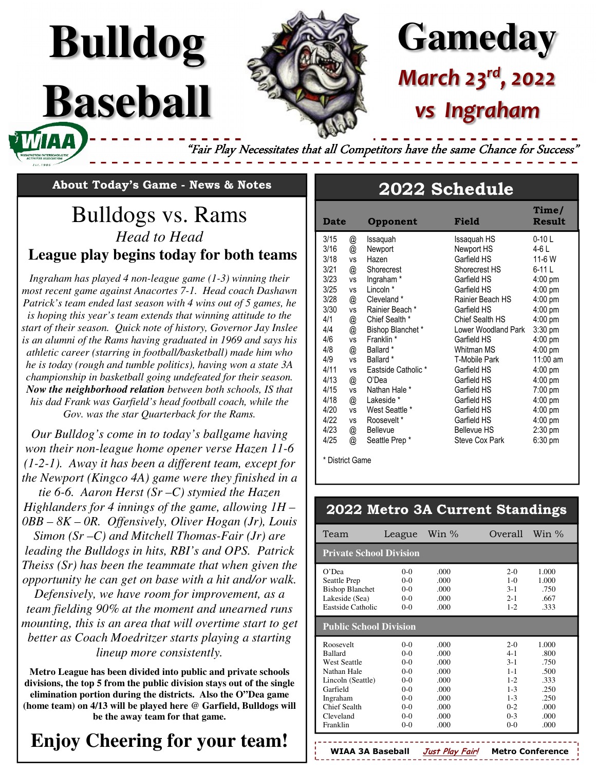# Bulldog Baseball

# Gameday

## March 23rd, 2022

## vs Ingraham

*"Fair Play Necessitates that all Competitors have the same Chance for Success"*

### About Today's Game - News & Notes

## Bulldogs vs. Rams

*Head to Head*

**League play begins today for both teams**

*Ingraham has played 4 non-league game (1-3) winning their most recent game against Anacortes 7-1. Head coach Dashawn Patrick's team ended last season with 4 wins out of 5 games, he is hoping this year's team extends that winning attitude to the start of their season. Quick note of history, Governor Jay Inslee is an alumni of the Rams having graduated in 1969 and says his athletic career (starring in football/basketball) made him who he is today (rough and tumble politics), having won a state 3A championship in basketball going undefeated for their season.* ***Now the neighborhood relation*** *between both schools, IS that his dad Frank was Garfield's head football coach, while the Gov. was the star Quarterback for the Rams.*

*Our Bulldog's come in to today's ballgame having won their non-league home opener verse Hazen 11-6 (1-2-1). Away it has been a different team, except for the Newport (Kingco 4A) game were they finished in a tie 6-6. Aaron Herst (Sr –C) stymied the Hazen Highlanders for 4 innings of the game, allowing 1H – 0BB – 8K – 0R. Offensively, Oliver Hogan (Jr), Louis Simon (Sr –C) and Mitchell Thomas-Fair (Jr) are leading the Bulldogs in hits, RBI's and OPS. Patrick Theiss (Sr) has been the teammate that when given the opportunity he can get on base with a hit and/or walk. Defensively, we have room for improvement, as a team fielding 90% at the moment and unearned runs mounting, this is an area that will overtime start to get better as Coach Moedritzer starts playing a starting lineup more consistently.*

**Metro League has been divided into public and private schools divisions, the top 5 from the public division stays out of the single elimination portion during the districts. Also the O"Dea game (home team) on 4/13 will be played here @ Garfield, Bulldogs will be the away team for that game.**

## Enjoy Cheering for your team!

## 2022 Schedule

| Date | | Opponent | Field | Time/ Result |
|---|---|---|---|---|
| 3/15 | @ | Issaquah | Issaquah HS | 0-10 L |
| 3/16 | @ | Newport | Newport HS | 4-6 L |
| 3/18 | vs | Hazen | Garfield HS | 11-6 W |
| 3/21 | @ | Shorecrest | Shorecrest HS | 6-11 L |
| 3/23 | vs | Ingraham * | Garfield HS | 4:00 pm |
| 3/25 | vs | Lincoln * | Garfield HS | 4:00 pm |
| 3/28 | @ | Cleveland * | Rainier Beach HS | 4:00 pm |
| 3/30 | vs | Rainier Beach * | Garfield HS | 4:00 pm |
| 4/1 | @ | Chief Sealth * | Chief Sealth HS | 4:00 pm |
| 4/4 | @ | Bishop Blanchet * | Lower Woodland Park | 3:30 pm |
| 4/6 | vs | Franklin * | Garfield HS | 4:00 pm |
| 4/8 | @ | Ballard * | Whitman MS | 4:00 pm |
| 4/9 | vs | Ballard * | T-Mobile Park | 11:00 am |
| 4/11 | vs | Eastside Catholic * | Garfield HS | 4:00 pm |
| 4/13 | @ | O'Dea | Garfield HS | 4:00 pm |
| 4/15 | vs | Nathan Hale * | Garfield HS | 7:00 pm |
| 4/18 | @ | Lakeside * | Garfield HS | 4:00 pm |
| 4/20 | vs | West Seattle * | Garfield HS | 4:00 pm |
| 4/22 | vs | Roosevelt * | Garfield HS | 4:00 pm |
| 4/23 | @ | Bellevue | Bellevue HS | 2:30 pm |
| 4/25 | @ | Seattle Prep * | Steve Cox Park | 6:30 pm |

\* District Game

## 2022 Metro 3A Current Standings

| Team | League | Win % | Overall | Win % |
|---|---|---|---|---|
| **Private School Division** | | | | |
| O'Dea | 0-0 | .000 | 2-0 | 1.000 |
| Seattle Prep | 0-0 | .000 | 1-0 | 1.000 |
| Bishop Blanchet | 0-0 | .000 | 3-1 | .750 |
| Lakeside (Sea) | 0-0 | .000 | 2-1 | .667 |
| Eastside Catholic | 0-0 | .000 | 1-2 | .333 |
| **Public School Division** | | | | |
| Roosevelt | 0-0 | .000 | 2-0 | 1.000 |
| Ballard | 0-0 | .000 | 4-1 | .800 |
| West Seattle | 0-0 | .000 | 3-1 | .750 |
| Nathan Hale | 0-0 | .000 | 1-1 | .500 |
| Lincoln (Seattle) | 0-0 | .000 | 1-2 | .333 |
| Garfield | 0-0 | .000 | 1-3 | .250 |
| Ingraham | 0-0 | .000 | 1-3 | .250 |
| Chief Sealth | 0-0 | .000 | 0-2 | .000 |
| Cleveland | 0-0 | .000 | 0-3 | .000 |
| Franklin | 0-0 | .000 | 0-0 | .000 |

**WIAA 3A Baseball** *Just Play Fair!* **Metro Conference**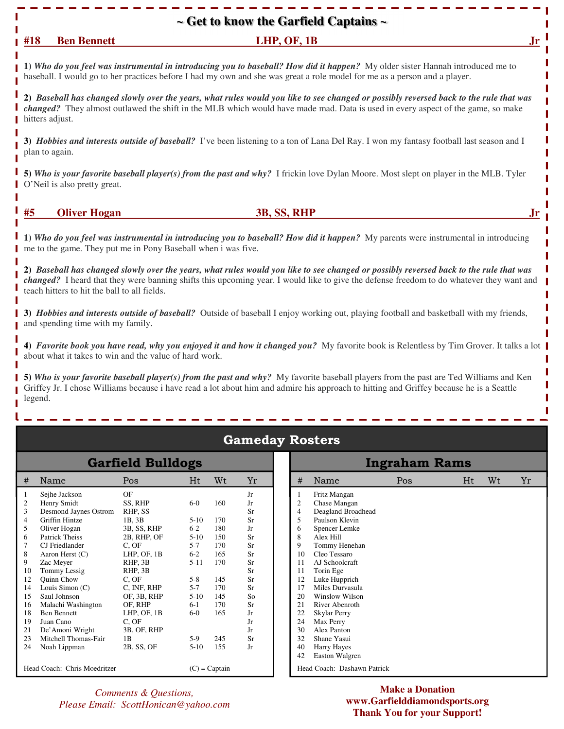# ~ Get to know the Garfield Captains ~

## #18 Ben Bennett — LHP, OF, 1B — Jr

**1)** ***Who do you feel was instrumental in introducing you to baseball? How did it happen?*** My older sister Hannah introduced me to baseball. I would go to her practices before I had my own and she was great a role model for me as a person and a player.

**2)** ***Baseball has changed slowly over the years, what rules would you like to see changed or possibly reversed back to the rule that was changed?*** They almost outlawed the shift in the MLB which would have made mad. Data is used in every aspect of the game, so make hitters adjust.

**3)** ***Hobbies and interests outside of baseball?*** I've been listening to a ton of Lana Del Ray. I won my fantasy football last season and I plan to again.

**5)** ***Who is your favorite baseball player(s) from the past and why?*** I frickin love Dylan Moore. Most slept on player in the MLB. Tyler O'Neil is also pretty great.

## #5 Oliver Hogan — 3B, SS, RHP — Jr

**1)** ***Who do you feel was instrumental in introducing you to baseball? How did it happen?*** My parents were instrumental in introducing me to the game. They put me in Pony Baseball when i was five.

**2)** ***Baseball has changed slowly over the years, what rules would you like to see changed or possibly reversed back to the rule that was changed?*** I heard that they were banning shifts this upcoming year. I would like to give the defense freedom to do whatever they want and teach hitters to hit the ball to all fields.

**3)** ***Hobbies and interests outside of baseball?*** Outside of baseball I enjoy working out, playing football and basketball with my friends, and spending time with my family.

**4)** ***Favorite book you have read, why you enjoyed it and how it changed you?*** My favorite book is Relentless by Tim Grover. It talks a lot about what it takes to win and the value of hard work.

**5)** ***Who is your favorite baseball player(s) from the past and why?*** My favorite baseball players from the past are Ted Williams and Ken Griffey Jr. I chose Williams because i have read a lot about him and admire his approach to hitting and Griffey because he is a Seattle legend.

# Gameday Rosters

## Garfield Bulldogs

| # | Name | Pos | Ht | Wt | Yr |
|---|---|---|---|---|---|
| 1 | Sejhe Jackson | OF | | | Jr |
| 2 | Henry Smidt | SS, RHP | 6-0 | 160 | Jr |
| 3 | Desmond Jaynes Ostrom | RHP, SS | | | Sr |
| 4 | Griffin Hintze | 1B, 3B | 5-10 | 170 | Sr |
| 5 | Oliver Hogan | 3B, SS, RHP | 6-2 | 180 | Jr |
| 6 | Patrick Theiss | 2B, RHP, OF | 5-10 | 150 | Sr |
| 7 | CJ Friedlander | C, OF | 5-7 | 170 | Sr |
| 8 | Aaron Herst (C) | LHP, OF, 1B | 6-2 | 165 | Sr |
| 9 | Zac Meyer | RHP, 3B | 5-11 | 170 | Sr |
| 10 | Tommy Lessig | RHP, 3B | | | Sr |
| 12 | Quinn Chow | C, OF | 5-8 | 145 | Sr |
| 14 | Louis Simon (C) | C, INF, RHP | 5-7 | 170 | Sr |
| 15 | Saul Johnson | OF, 3B, RHP | 5-10 | 145 | So |
| 16 | Malachi Washington | OF, RHP | 6-1 | 170 | Sr |
| 18 | Ben Bennett | LHP, OF, 1B | 6-0 | 165 | Jr |
| 19 | Juan Cano | C, OF | | | Jr |
| 21 | De'Amoni Wright | 3B, OF, RHP | | | Jr |
| 23 | Mitchell Thomas-Fair | 1B | 5-9 | 245 | Sr |
| 24 | Noah Lippman | 2B, SS, OF | 5-10 | 155 | Jr |

Head Coach: Chris Moedritzer — (C) = Captain

## Ingraham Rams

| # | Name | Pos | Ht | Wt | Yr |
|---|---|---|---|---|---|
| 1 | Fritz Mangan | | | | |
| 2 | Chase Mangan | | | | |
| 4 | Deagland Broadhead | | | | |
| 5 | Paulson Klevin | | | | |
| 6 | Spencer Lemke | | | | |
| 8 | Alex Hill | | | | |
| 9 | Tommy Henehan | | | | |
| 10 | Cleo Tessaro | | | | |
| 11 | AJ Schoolcraft | | | | |
| 11 | Torin Ege | | | | |
| 12 | Luke Hupprich | | | | |
| 17 | Miles Durvasula | | | | |
| 20 | Winslow Wilson | | | | |
| 21 | River Abenroth | | | | |
| 22 | Skylar Perry | | | | |
| 24 | Max Perry | | | | |
| 30 | Alex Panton | | | | |
| 32 | Shane Yasui | | | | |
| 40 | Harry Hayes | | | | |
| 42 | Easton Walgren | | | | |

Head Coach: Dashawn Patrick

*Comments & Questions,*
*Please Email: ScottHonican@yahoo.com*

**Make a Donation**
**www.Garfielddiamondsports.org**
**Thank You for your Support!**